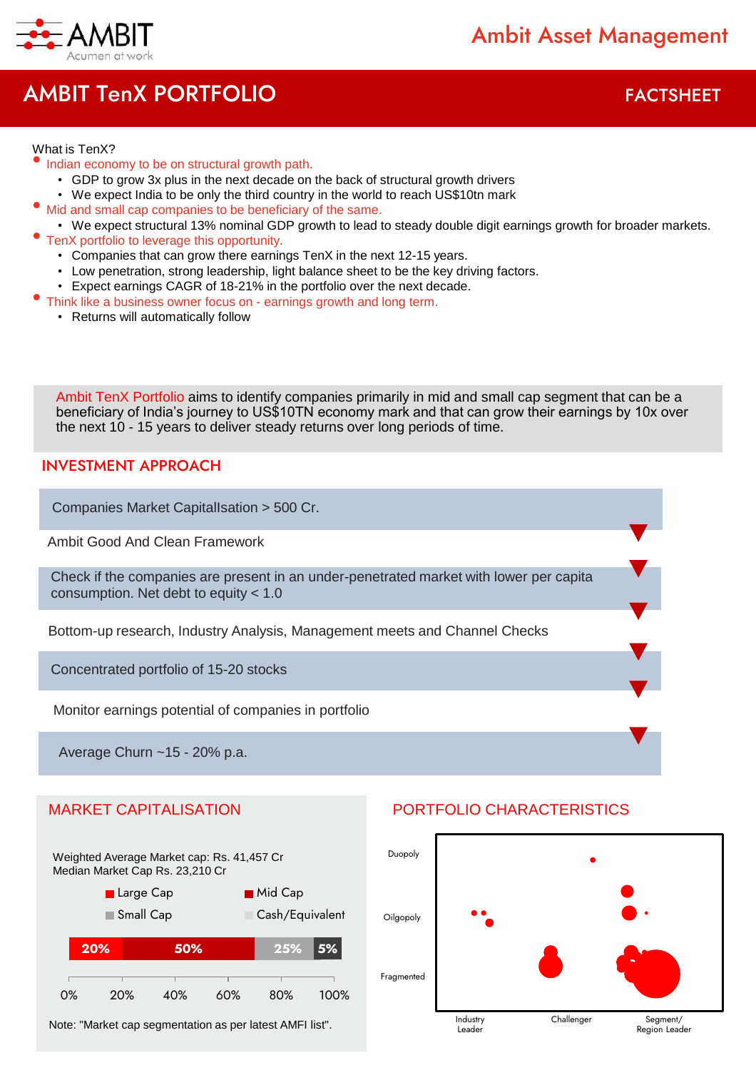Ambit Asset Management

# AMBIT TenX PORTFOLIO

FACTSHEET

What is TenX?

- Indian economy to be on structural growth path.
  - GDP to grow 3x plus in the next decade on the back of structural growth drivers
  - We expect India to be only the third country in the world to reach US$10tn mark
- Mid and small cap companies to be beneficiary of the same.
  - We expect structural 13% nominal GDP growth to lead to steady double digit earnings growth for broader markets.
- TenX portfolio to leverage this opportunity.
  - Companies that can grow there earnings TenX in the next 12-15 years.
  - Low penetration, strong leadership, light balance sheet to be the key driving factors.
  - Expect earnings CAGR of 18-21% in the portfolio over the next decade.
- Think like a business owner focus on - earnings growth and long term.
  - Returns will automatically follow

Ambit TenX Portfolio aims to identify companies primarily in mid and small cap segment that can be a beneficiary of India's journey to US$10TN economy mark and that can grow their earnings by 10x over the next 10 - 15 years to deliver steady returns over long periods of time.

## INVESTMENT APPROACH

- Companies Market Capitallsation > 500 Cr.
- Ambit Good And Clean Framework
- Check if the companies are present in an under-penetrated market with lower per capita consumption. Net debt to equity < 1.0
- Bottom-up research, Industry Analysis, Management meets and Channel Checks
- Concentrated portfolio of 15-20 stocks
- Monitor earnings potential of companies in portfolio
- Average Churn ~15 - 20% p.a.

## MARKET CAPITALISATION

Weighted Average Market cap: Rs. 41,457 Cr
Median Market Cap Rs. 23,210 Cr

| Large Cap | Mid Cap | Small Cap | Cash/Equivalent |
|---|---|---|---|
| 20% | 50% | 25% | 5% |

Note: "Market cap segmentation as per latest AMFI list".

## PORTFOLIO CHARACTERISTICS

Y-axis: Duopoly, Oilgopoly, Fragmented
X-axis: Industry Leader, Challenger, Segment/ Region Leader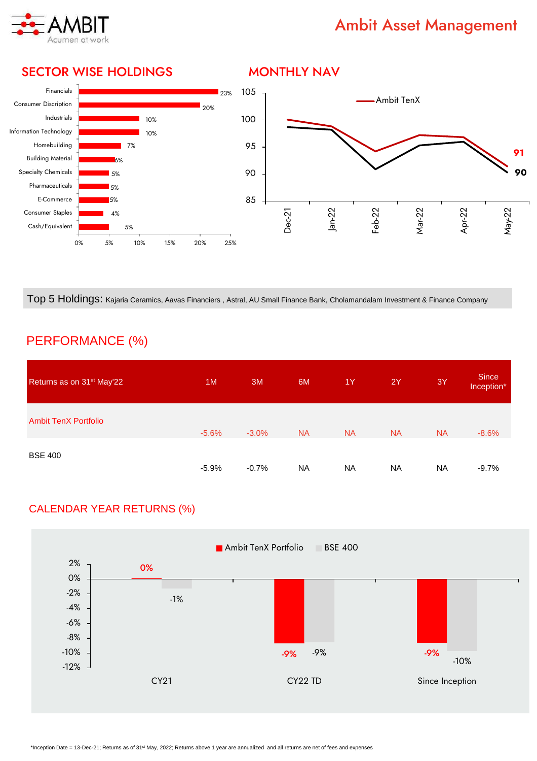## SECTOR WISE HOLDINGS

| Sector | Weight |
|---|---|
| Financials | 23% |
| Consumer Discription | 20% |
| Industrials | 10% |
| Information Technology | 10% |
| Homebuilding | 7% |
| Building Material | 6% |
| Specialty Chemicals | 5% |
| Pharmaceuticals | 5% |
| E-Commerce | 5% |
| Consumer Staples | 4% |
| Cash/Equivalent | 5% |

## MONTHLY NAV

Ambit TenX

Dec-21, Jan-22, Feb-22, Mar-22, Apr-22, May-22

91

90

**Top 5 Holdings:** Kajaria Ceramics, Aavas Financiers , Astral, AU Small Finance Bank, Cholamandalam Investment & Finance Company

## PERFORMANCE (%)

| Returns as on 31st May'22 | 1M | 3M | 6M | 1Y | 2Y | 3Y | Since Inception* |
|---|---|---|---|---|---|---|---|
| Ambit TenX Portfolio | -5.6% | -3.0% | NA | NA | NA | NA | -8.6% |
| BSE 400 | -5.9% | -0.7% | NA | NA | NA | NA | -9.7% |

## CALENDAR YEAR RETURNS (%)

| | Ambit TenX Portfolio | BSE 400 |
|---|---|---|
| CY21 | 0% | -1% |
| CY22 TD | -9% | -9% |
| Since Inception | -9% | -10% |

*Inception Date = 13-Dec-21; Returns as of 31st May, 2022; Returns above 1 year are annualized and all returns are net of fees and expenses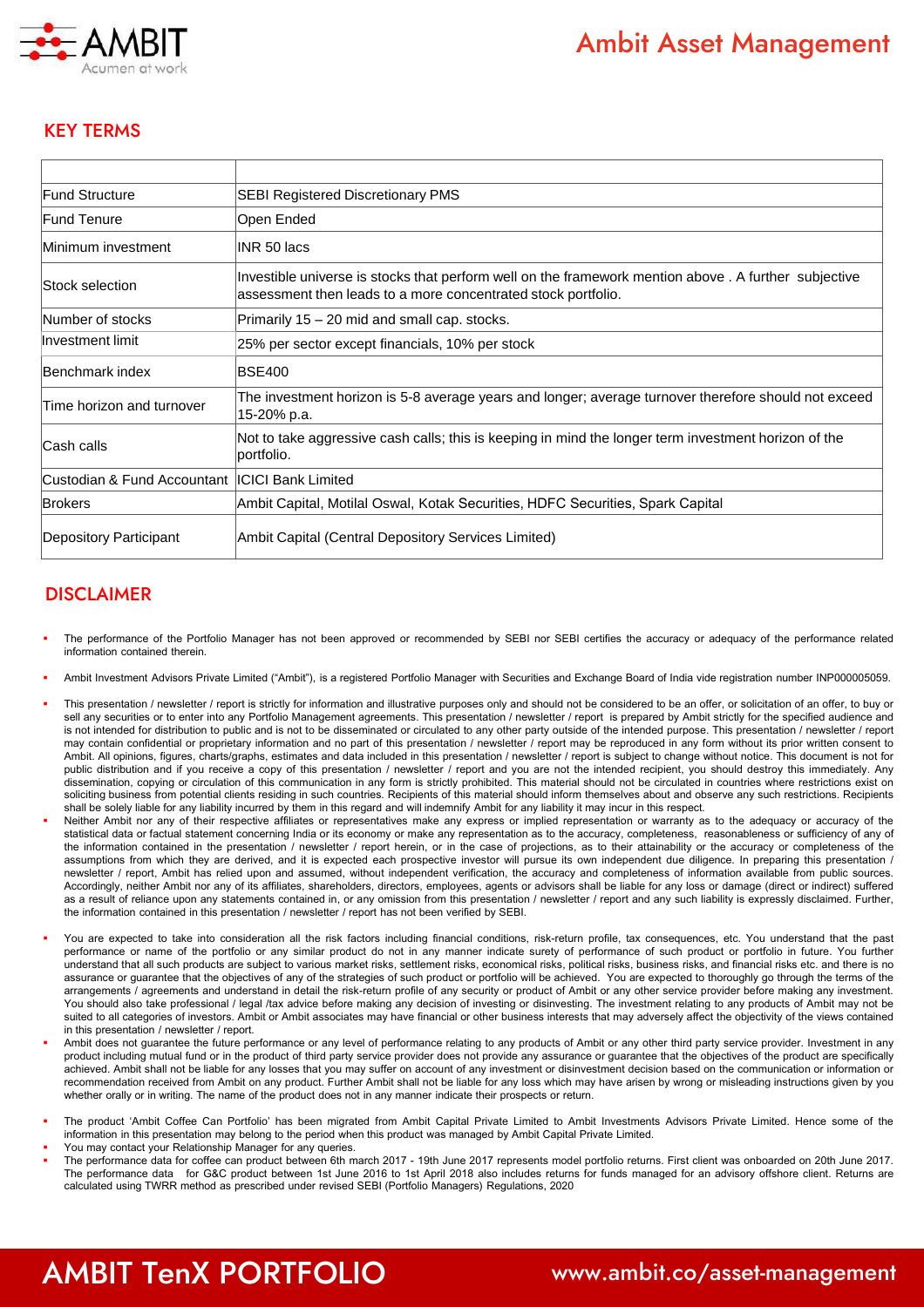## KEY TERMS

| | |
|---|---|
| Fund Structure | SEBI Registered Discretionary PMS |
| Fund Tenure | Open Ended |
| Minimum investment | INR 50 lacs |
| Stock selection | Investible universe is stocks that perform well on the framework mention above . A further subjective assessment then leads to a more concentrated stock portfolio. |
| Number of stocks | Primarily 15 – 20 mid and small cap. stocks. |
| Investment limit | 25% per sector except financials, 10% per stock |
| Benchmark index | BSE400 |
| Time horizon and turnover | The investment horizon is 5-8 average years and longer; average turnover therefore should not exceed 15-20% p.a. |
| Cash calls | Not to take aggressive cash calls; this is keeping in mind the longer term investment horizon of the portfolio. |
| Custodian & Fund Accountant | ICICI Bank Limited |
| Brokers | Ambit Capital, Motilal Oswal, Kotak Securities, HDFC Securities, Spark Capital |
| Depository Participant | Ambit Capital (Central Depository Services Limited) |

## DISCLAIMER

- The performance of the Portfolio Manager has not been approved or recommended by SEBI nor SEBI certifies the accuracy or adequacy of the performance related information contained therein.
- Ambit Investment Advisors Private Limited ("Ambit"), is a registered Portfolio Manager with Securities and Exchange Board of India vide registration number INP000005059.
- This presentation / newsletter / report is strictly for information and illustrative purposes only and should not be considered to be an offer, or solicitation of an offer, to buy or sell any securities or to enter into any Portfolio Management agreements. This presentation / newsletter / report is prepared by Ambit strictly for the specified audience and is not intended for distribution to public and is not to be disseminated or circulated to any other party outside of the intended purpose. This presentation / newsletter / report may contain confidential or proprietary information and no part of this presentation / newsletter / report may be reproduced in any form without its prior written consent to Ambit. All opinions, figures, charts/graphs, estimates and data included in this presentation / newsletter / report is subject to change without notice. This document is not for public distribution and if you receive a copy of this presentation / newsletter / report and you are not the intended recipient, you should destroy this immediately. Any dissemination, copying or circulation of this communication in any form is strictly prohibited. This material should not be circulated in countries where restrictions exist on soliciting business from potential clients residing in such countries. Recipients of this material should inform themselves about and observe any such restrictions. Recipients shall be solely liable for any liability incurred by them in this regard and will indemnify Ambit for any liability it may incur in this respect.
- Neither Ambit nor any of their respective affiliates or representatives make any express or implied representation or warranty as to the adequacy or accuracy of the statistical data or factual statement concerning India or its economy or make any representation as to the accuracy, completeness, reasonableness or sufficiency of any of the information contained in the presentation / newsletter / report herein, or in the case of projections, as to their attainability or the accuracy or completeness of the assumptions from which they are derived, and it is expected each prospective investor will pursue its own independent due diligence. In preparing this presentation / newsletter / report, Ambit has relied upon and assumed, without independent verification, the accuracy and completeness of information available from public sources. Accordingly, neither Ambit nor any of its affiliates, shareholders, directors, employees, agents or advisors shall be liable for any loss or damage (direct or indirect) suffered as a result of reliance upon any statements contained in, or any omission from this presentation / newsletter / report and any such liability is expressly disclaimed. Further, the information contained in this presentation / newsletter / report has not been verified by SEBI.
- You are expected to take into consideration all the risk factors including financial conditions, risk-return profile, tax consequences, etc. You understand that the past performance or name of the portfolio or any similar product do not in any manner indicate surety of performance of such product or portfolio in future. You further understand that all such products are subject to various market risks, settlement risks, economical risks, political risks, business risks, and financial risks etc. and there is no assurance or guarantee that the objectives of any of the strategies of such product or portfolio will be achieved. You are expected to thoroughly go through the terms of the arrangements / agreements and understand in detail the risk-return profile of any security or product of Ambit or any other service provider before making any investment. You should also take professional / legal /tax advice before making any decision of investing or disinvesting. The investment relating to any products of Ambit may not be suited to all categories of investors. Ambit or Ambit associates may have financial or other business interests that may adversely affect the objectivity of the views contained in this presentation / newsletter / report.
- Ambit does not guarantee the future performance or any level of performance relating to any products of Ambit or any other third party service provider. Investment in any product including mutual fund or in the product of third party service provider does not provide any assurance or guarantee that the objectives of the product are specifically achieved. Ambit shall not be liable for any losses that you may suffer on account of any investment or disinvestment decision based on the communication or information or recommendation received from Ambit on any product. Further Ambit shall not be liable for any loss which may have arisen by wrong or misleading instructions given by you whether orally or in writing. The name of the product does not in any manner indicate their prospects or return.
- The product 'Ambit Coffee Can Portfolio' has been migrated from Ambit Capital Private Limited to Ambit Investments Advisors Private Limited. Hence some of the information in this presentation may belong to the period when this product was managed by Ambit Capital Private Limited.
- You may contact your Relationship Manager for any queries.
- The performance data for coffee can product between 6th march 2017 - 19th June 2017 represents model portfolio returns. First client was onboarded on 20th June 2017. The performance data for G&C product between 1st June 2016 to 1st April 2018 also includes returns for funds managed for an advisory offshore client. Returns are calculated using TWRR method as prescribed under revised SEBI (Portfolio Managers) Regulations, 2020